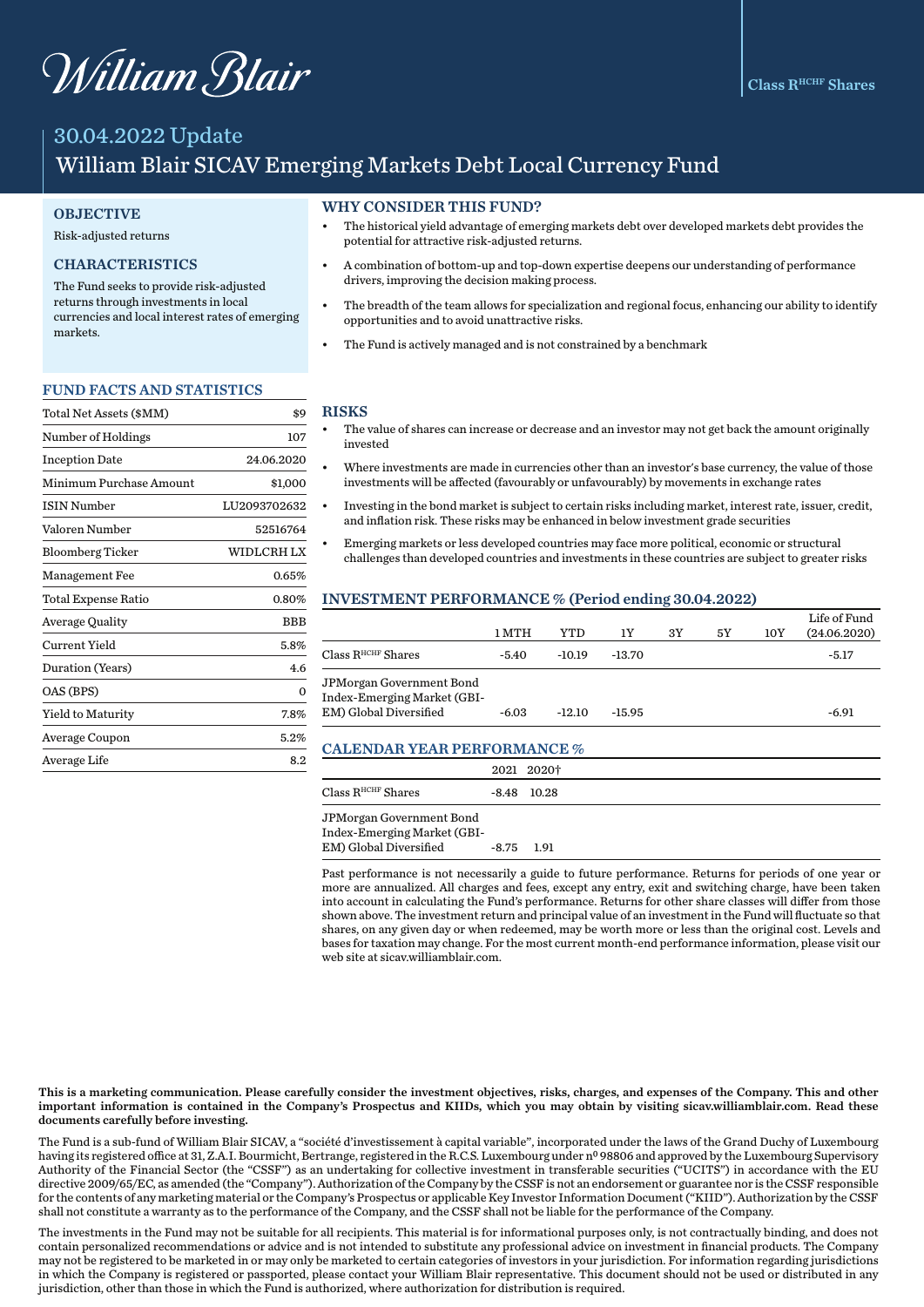William Blair

Class R[HCHF] Shares

# 30.04.2022 Update

# William Blair SICAV Emerging Markets Debt Local Currency Fund

## OBJECTIVE

Risk-adjusted returns

## CHARACTERISTICS

The Fund seeks to provide risk-adjusted returns through investments in local currencies and local interest rates of emerging markets.

## FUND FACTS AND STATISTICS

| | |
|---|---|
| Total Net Assets ($MM) | $9 |
| Number of Holdings | 107 |
| Inception Date | 24.06.2020 |
| Minimum Purchase Amount | $1,000 |
| ISIN Number | LU2093702632 |
| Valoren Number | 52516764 |
| Bloomberg Ticker | WIDLCRH LX |
| Management Fee | 0.65% |
| Total Expense Ratio | 0.80% |
| Average Quality | BBB |
| Current Yield | 5.8% |
| Duration (Years) | 4.6 |
| OAS (BPS) | 0 |
| Yield to Maturity | 7.8% |
| Average Coupon | 5.2% |
| Average Life | 8.2 |

## WHY CONSIDER THIS FUND?

- The historical yield advantage of emerging markets debt over developed markets debt provides the potential for attractive risk-adjusted returns.
- A combination of bottom-up and top-down expertise deepens our understanding of performance drivers, improving the decision making process.
- The breadth of the team allows for specialization and regional focus, enhancing our ability to identify opportunities and to avoid unattractive risks.
- The Fund is actively managed and is not constrained by a benchmark

## RISKS

- The value of shares can increase or decrease and an investor may not get back the amount originally invested
- Where investments are made in currencies other than an investor's base currency, the value of those investments will be affected (favourably or unfavourably) by movements in exchange rates
- Investing in the bond market is subject to certain risks including market, interest rate, issuer, credit, and inflation risk. These risks may be enhanced in below investment grade securities
- Emerging markets or less developed countries may face more political, economic or structural challenges than developed countries and investments in these countries are subject to greater risks

## INVESTMENT PERFORMANCE % (Period ending 30.04.2022)

| | 1 MTH | YTD | 1Y | 3Y | 5Y | 10Y | Life of Fund (24.06.2020) |
|---|---|---|---|---|---|---|---|
| Class R[HCHF] Shares | -5.40 | -10.19 | -13.70 | | | | -5.17 |
| JPMorgan Government Bond Index-Emerging Market (GBI-EM) Global Diversified | -6.03 | -12.10 | -15.95 | | | | -6.91 |

## CALENDAR YEAR PERFORMANCE %

| | 2021 | 2020† |
|---|---|---|
| Class R[HCHF] Shares | -8.48 | 10.28 |
| JPMorgan Government Bond Index-Emerging Market (GBI-EM) Global Diversified | -8.75 | 1.91 |

Past performance is not necessarily a guide to future performance. Returns for periods of one year or more are annualized. All charges and fees, except any entry, exit and switching charge, have been taken into account in calculating the Fund's performance. Returns for other share classes will differ from those shown above. The investment return and principal value of an investment in the Fund will fluctuate so that shares, on any given day or when redeemed, may be worth more or less than the original cost. Levels and bases for taxation may change. For the most current month-end performance information, please visit our web site at sicav.williamblair.com.

**This is a marketing communication. Please carefully consider the investment objectives, risks, charges, and expenses of the Company. This and other important information is contained in the Company's Prospectus and KIIDs, which you may obtain by visiting sicav.williamblair.com. Read these documents carefully before investing.**

The Fund is a sub-fund of William Blair SICAV, a "société d'investissement à capital variable", incorporated under the laws of the Grand Duchy of Luxembourg having its registered office at 31, Z.A.I. Bourmicht, Bertrange, registered in the R.C.S. Luxembourg under nº 98806 and approved by the Luxembourg Supervisory Authority of the Financial Sector (the "CSSF") as an undertaking for collective investment in transferable securities ("UCITS") in accordance with the EU directive 2009/65/EC, as amended (the "Company"). Authorization of the Company by the CSSF is not an endorsement or guarantee nor is the CSSF responsible for the contents of any marketing material or the Company's Prospectus or applicable Key Investor Information Document ("KIID"). Authorization by the CSSF shall not constitute a warranty as to the performance of the Company, and the CSSF shall not be liable for the performance of the Company.

The investments in the Fund may not be suitable for all recipients. This material is for informational purposes only, is not contractually binding, and does not contain personalized recommendations or advice and is not intended to substitute any professional advice on investment in financial products. The Company may not be registered to be marketed in or may only be marketed to certain categories of investors in your jurisdiction. For information regarding jurisdictions in which the Company is registered or passported, please contact your William Blair representative. This document should not be used or distributed in any jurisdiction, other than those in which the Fund is authorized, where authorization for distribution is required.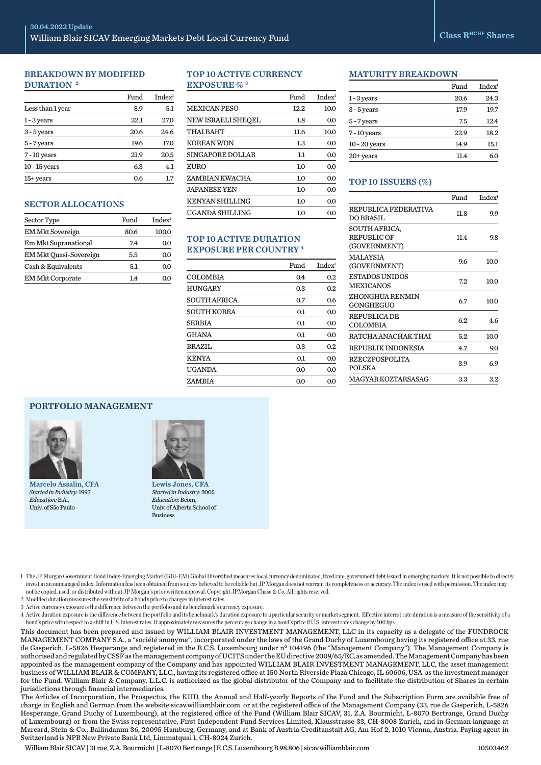## BREAKDOWN BY MODIFIED DURATION [2]

| | Fund | Index[1] |
|---|---|---|
| Less than 1 year | 8.9 | 5.1 |
| 1 - 3 years | 22.1 | 27.0 |
| 3 - 5 years | 20.6 | 24.6 |
| 5 - 7 years | 19.6 | 17.0 |
| 7 - 10 years | 21.9 | 20.5 |
| 10 - 15 years | 6.3 | 4.1 |
| 15+ years | 0.6 | 1.7 |

## SECTOR ALLOCATIONS

| Sector Type | Fund | Index[1] |
|---|---|---|
| EM Mkt Sovereign | 80.6 | 100.0 |
| Em Mkt Supranational | 7.4 | 0.0 |
| EM Mkt Quasi-Sovereign | 5.5 | 0.0 |
| Cash & Equivalents | 5.1 | 0.0 |
| EM Mkt Corporate | 1.4 | 0.0 |

## TOP 10 ACTIVE CURRENCY EXPOSURE % [3]

| | Fund | Index[1] |
|---|---|---|
| MEXICAN PESO | 12.2 | 10.0 |
| NEW ISRAELI SHEQEL | 1.8 | 0.0 |
| THAI BAHT | 11.6 | 10.0 |
| KOREAN WON | 1.3 | 0.0 |
| SINGAPORE DOLLAR | 1.1 | 0.0 |
| EURO | 1.0 | 0.0 |
| ZAMBIAN KWACHA | 1.0 | 0.0 |
| JAPANESE YEN | 1.0 | 0.0 |
| KENYAN SHILLING | 1.0 | 0.0 |
| UGANDA SHILLING | 1.0 | 0.0 |

## TOP 10 ACTIVE DURATION EXPOSURE PER COUNTRY [4]

| | Fund | Index[1] |
|---|---|---|
| COLOMBIA | 0.4 | 0.2 |
| HUNGARY | 0.3 | 0.2 |
| SOUTH AFRICA | 0.7 | 0.6 |
| SOUTH KOREA | 0.1 | 0.0 |
| SERBIA | 0.1 | 0.0 |
| GHANA | 0.1 | 0.0 |
| BRAZIL | 0.3 | 0.2 |
| KENYA | 0.1 | 0.0 |
| UGANDA | 0.0 | 0.0 |
| ZAMBIA | 0.0 | 0.0 |

## MATURITY BREAKDOWN

| | Fund | Index[1] |
|---|---|---|
| 1 - 3 years | 20.6 | 24.3 |
| 3 - 5 years | 17.9 | 19.7 |
| 5 - 7 years | 7.5 | 12.4 |
| 7 - 10 years | 22.9 | 18.2 |
| 10 - 20 years | 14.9 | 15.1 |
| 20+ years | 11.4 | 6.0 |

## TOP 10 ISSUERS (%)

| | Fund | Index[1] |
|---|---|---|
| REPUBLICA FEDERATIVA DO BRASIL | 11.8 | 9.9 |
| SOUTH AFRICA, REPUBLIC OF (GOVERNMENT) | 11.4 | 9.8 |
| MALAYSIA (GOVERNMENT) | 9.6 | 10.0 |
| ESTADOS UNIDOS MEXICANOS | 7.2 | 10.0 |
| ZHONGHUA RENMIN GONGHEGUO | 6.7 | 10.0 |
| REPUBLICA DE COLOMBIA | 6.2 | 4.6 |
| RATCHA ANACHAK THAI | 5.2 | 10.0 |
| REPUBLIK INDONESIA | 4.7 | 9.0 |
| RZECZPOSPOLITA POLSKA | 3.9 | 6.9 |
| MAGYAR KOZTARSASAG | 3.3 | 3.2 |

## PORTFOLIO MANAGEMENT

**Marcelo Assalin, CFA**
*Started in Industry:* 1997
*Education:* B.A., Univ. of São Paulo

**Lewis Jones, CFA**
*Started in Industry:* 2005
*Education:* Bcom, Univ. of Alberta School of Business

1 The JP Morgan Government Bond Index-Emerging Market (GBI-EM) Global Diversified measures local currency denominated, fixed rate, government debt issued in emerging markets. It is not possible to directly invest in an unmanaged index. Information has been obtained from sources believed to be reliable but JP Morgan does not warrant its completeness or accuracy. The index is used with permission. The index may not be copied, used, or distributed without JP Morgan's prior written approval. Copyright JPMorgan Chase & Co. All rights reserved.

2 Modified duration measures the sensitivity of a bond's price to changes in interest rates.

3 Active currency exposure is the difference between the portfolio and its benchmark's currency exposure.

4 Active duration exposure is the difference between the portfolio and its benchmark's duration exposure to a particular security or market segment. Effective interest rate duration is a measure of the sensitivity of a bond's price with respect to a shift in U.S. interest rates. It approximately measures the percentage change in a bond's price if U.S. interest rates change by 100 bps.

This document has been prepared and issued by WILLIAM BLAIR INVESTMENT MANAGEMENT, LLC in its capacity as a delegate of the FUNDROCK MANAGEMENT COMPANY S.A., a "société anonyme", incorporated under the laws of the Grand Duchy of Luxembourg having its registered office at 33, rue de Gasperich, L-5826 Hesperange and registered in the R.C.S. Luxembourg under n° 104196 (the "Management Company"). The Management Company is authorised and regulated by CSSF as the management company of UCITS under the EU directive 2009/65/EC, as amended. The Management Company has been appointed as the management company of the Company and has appointed WILLIAM BLAIR INVESTMENT MANAGEMENT, LLC, the asset management business of WILLIAM BLAIR & COMPANY, LLC., having its registered office at 150 North Riverside Plaza Chicago, IL 60606, USA as the investment manager for the Fund. William Blair & Company, L.L.C. is authorized as the global distributor of the Company and to facilitate the distribution of Shares in certain jurisdictions through financial intermediaries.

The Articles of Incorporation, the Prospectus, the KIID, the Annual and Half-yearly Reports of the Fund and the Subscription Form are available free of charge in English and German from the website sicav.williamblair.com or at the registered office of the Management Company (33, rue de Gasperich, L-5826 Hesperange, Grand Duchy of Luxembourg), at the registered office of the Fund (William Blair SICAV, 31, Z.A. Bourmicht, L-8070 Bertrange, Grand Duchy of Luxembourg) or from the Swiss representative, First Independent Fund Services Limited, Klausstrasse 33, CH-8008 Zurich, and in German language at Marcard, Stein & Co., Ballindamm 36, 20095 Hamburg, Germany, and at Bank of Austria Creditanstalt AG, Am Hof 2, 1010 Vienna, Austria. Paying agent in Switzerland is NPB New Private Bank Ltd, Limmatquai 1, CH-8024 Zurich.

William Blair SICAV | 31 rue, Z.A. Bourmicht | L-8070 Bertrange | R.C.S. Luxembourg B 98.806 | sicav.williamblair.com 10503462